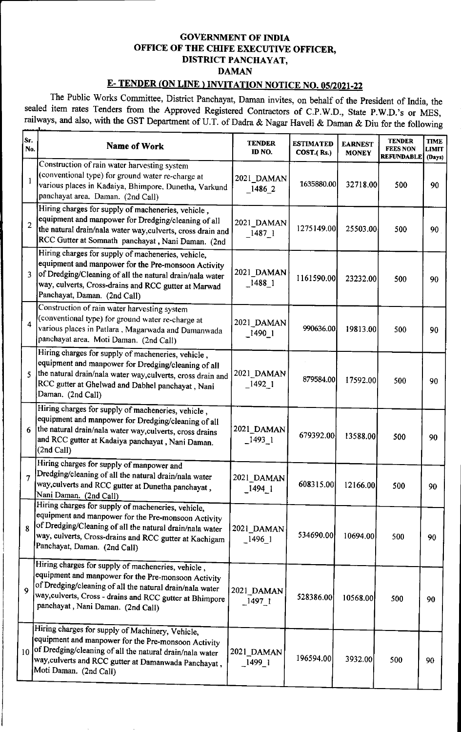# GOVERNMENT OF INDIA
## OFFICE OF THE CHIFE EXECUTIVE OFFICER,
## DISTRICT PANCHAYAT,
## DAMAN

## E- TENDER (ON LINE ) INVITATION NOTICE NO. 05/2021-22

The Public Works Committee, District Panchayat, Daman invites, on behalf of the President of India, the sealed item rates Tenders from the Approved Registered Contractors of C.P.W.D., State P.W.D.'s or MES, railways, and also, with the GST Department of U.T. of Dadra & Nagar Haveli & Daman & Diu for the following

| Sr. No. | Name of Work | TENDER ID NO. | ESTIMATED COST.( Rs.) | EARNEST MONEY | TENDER FEES NON REFUNDABLE | TIME LIMIT (Days) |
|---|---|---|---|---|---|---|
| 1 | Construction of rain water harvesting system (conventional type) for ground water re-charge at various places in Kadaiya, Bhimpore, Dunetha, Varkund panchayat area, Daman. (2nd Call) | 2021_DAMAN _1486_2 | 1635880.00 | 32718.00 | 500 | 90 |
| 2 | Hiring charges for supply of macheneries, vehicle , equipment and manpower for Dredging/cleaning of all the natural drain/nala water way,culverts, cross drain and RCC Gutter at Somnath panchayat , Nani Daman. (2nd | 2021_DAMAN _1487_1 | 1275149.00 | 25503.00 | 500 | 90 |
| 3 | Hiring charges for supply of macheneries, vehicle, equipment and manpower for the Pre-monsoon Activity of Dredging/Cleaning of all the natural drain/nala water way, culverts, Cross-drains and RCC gutter at Marwad Panchayat, Daman. (2nd Call) | 2021_DAMAN _1488_1 | 1161590.00 | 23232.00 | 500 | 90 |
| 4 | Construction of rain water harvesting system (conventional type) for ground water re-charge at various places in Patlara , Magarwada and Damanwada panchayat area. Moti Daman. (2nd Call) | 2021_DAMAN _1490_1 | 990636.00 | 19813.00 | 500 | 90 |
| 5 | Hiring charges for supply of macheneries, vehicle , equipment and manpower for Dredging/cleaning of all the natural drain/nala water way,culverts, cross drain and RCC gutter at Ghelwad and Dabhel panchayat , Nani Daman. (2nd Call) | 2021_DAMAN _1492_1 | 879584.00 | 17592.00 | 500 | 90 |
| 6 | Hiring charges for supply of macheneries, vehicle , equipment and manpower for Dredging/cleaning of all the natural drain/nala water way,culverts, cross drains and RCC gutter at Kadaiya panchayat , Nani Daman. (2nd Call) | 2021_DAMAN _1493_1 | 679392.00 | 13588.00 | 500 | 90 |
| 7 | Hiring charges for supply of manpower and Dredging/cleaning of all the natural drain/nala water way,culverts and RCC gutter at Dunetha panchayat , Nani Daman. (2nd Call) | 2021_DAMAN _1494_1 | 608315.00 | 12166.00 | 500 | 90 |
| 8 | Hiring charges for supply of macheneries, vehicle, equipment and manpower for the Pre-monsoon Activity of Dredging/Cleaning of all the natural drain/nala water way, culverts, Cross-drains and RCC gutter at Kachigam Panchayat, Daman. (2nd Call) | 2021_DAMAN _1496_1 | 534690.00 | 10694.00 | 500 | 90 |
| 9 | Hiring charges for supply of macheneries, vehicle , equipment and manpower for the Pre-monsoon Activity of Dredging/cleaning of all the natural drain/nala water way,culverts, Cross - drains and RCC gutter at Bhimpore panchayat , Nani Daman. (2nd Call) | 2021_DAMAN _1497_1 | 528386.00 | 10568.00 | 500 | 90 |
| 10 | Hiring charges for supply of Machinery, Vehicle, equipment and manpower for the Pre-monsoon Activity of Dredging/cleaning of all the natural drain/nala water way,culverts and RCC gutter at Damanwada Panchayat , Moti Daman. (2nd Call) | 2021_DAMAN _1499_1 | 196594.00 | 3932.00 | 500 | 90 |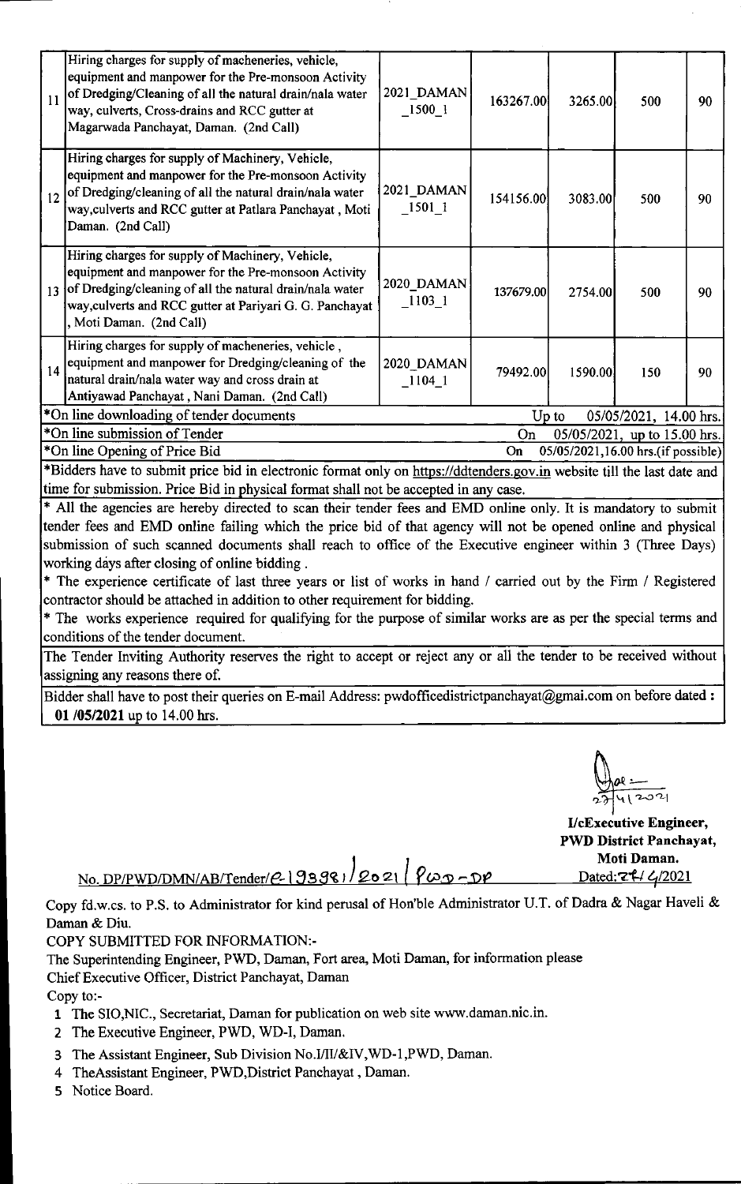| | | | | | | |
|---|---|---|---|---|---|---|
| 11 | Hiring charges for supply of macheneries, vehicle, equipment and manpower for the Pre-monsoon Activity of Dredging/Cleaning of all the natural drain/nala water way, culverts, Cross-drains and RCC gutter at Magarwada Panchayat, Daman. (2nd Call) | 2021_DAMAN_1500_1 | 163267.00 | 3265.00 | 500 | 90 |
| 12 | Hiring charges for supply of Machinery, Vehicle, equipment and manpower for the Pre-monsoon Activity of Dredging/cleaning of all the natural drain/nala water way,culverts and RCC gutter at Patlara Panchayat , Moti Daman. (2nd Call) | 2021_DAMAN_1501_1 | 154156.00 | 3083.00 | 500 | 90 |
| 13 | Hiring charges for supply of Machinery, Vehicle, equipment and manpower for the Pre-monsoon Activity of Dredging/cleaning of all the natural drain/nala water way,culverts and RCC gutter at Pariyari G. G. Panchayat , Moti Daman. (2nd Call) | 2020_DAMAN_1103_1 | 137679.00 | 2754.00 | 500 | 90 |
| 14 | Hiring charges for supply of macheneries, vehicle , equipment and manpower for Dredging/cleaning of the natural drain/nala water way and cross drain at Antiyawad Panchayat , Nani Daman. (2nd Call) | 2020_DAMAN_1104_1 | 79492.00 | 1590.00 | 150 | 90 |

| | | |
|---|---|---|
| *On line downloading of tender documents | Up to | 05/05/2021, 14.00 hrs. |
| *On line submission of Tender | On | 05/05/2021, up to 15.00 hrs. |
| *On line Opening of Price Bid | On | 05/05/2021,16.00 hrs.(if possible) |

*Bidders have to submit price bid in electronic format only on https://ddtenders.gov.in website till the last date and time for submission. Price Bid in physical format shall not be accepted in any case.

* All the agencies are hereby directed to scan their tender fees and EMD online only. It is mandatory to submit tender fees and EMD online failing which the price bid of that agency will not be opened online and physical submission of such scanned documents shall reach to office of the Executive engineer within 3 (Three Days) working days after closing of online bidding .

* The experience certificate of last three years or list of works in hand / carried out by the Firm / Registered contractor should be attached in addition to other requirement for bidding.

* The works experience required for qualifying for the purpose of similar works are as per the special terms and conditions of the tender document.

The Tender Inviting Authority reserves the right to accept or reject any or all the tender to be received without assigning any reasons there of.

Bidder shall have to post their queries on E-mail Address: pwdofficedistrictpanchayat@gmai.com on before dated : **01 /05/2021** up to 14.00 hrs.

27/4/2021

**I/cExecutive Engineer,**
**PWD District Panchayat,**
**Moti Daman.**

No. DP/PWD/DMN/AB/Tender/e-199981/2021/PWD-DP Dated:27/4/2021

Copy fd.w.cs. to P.S. to Administrator for kind perusal of Hon'ble Administrator U.T. of Dadra & Nagar Haveli & Daman & Diu.

COPY SUBMITTED FOR INFORMATION:-

The Superintending Engineer, PWD, Daman, Fort area, Moti Daman, for information please

Chief Executive Officer, District Panchayat, Daman

Copy to:-

1. The SIO,NIC., Secretariat, Daman for publication on web site www.daman.nic.in.
2. The Executive Engineer, PWD, WD-I, Daman.
3. The Assistant Engineer, Sub Division No.I/II/&IV,WD-1,PWD, Daman.
4. TheAssistant Engineer, PWD,District Panchayat , Daman.
5. Notice Board.